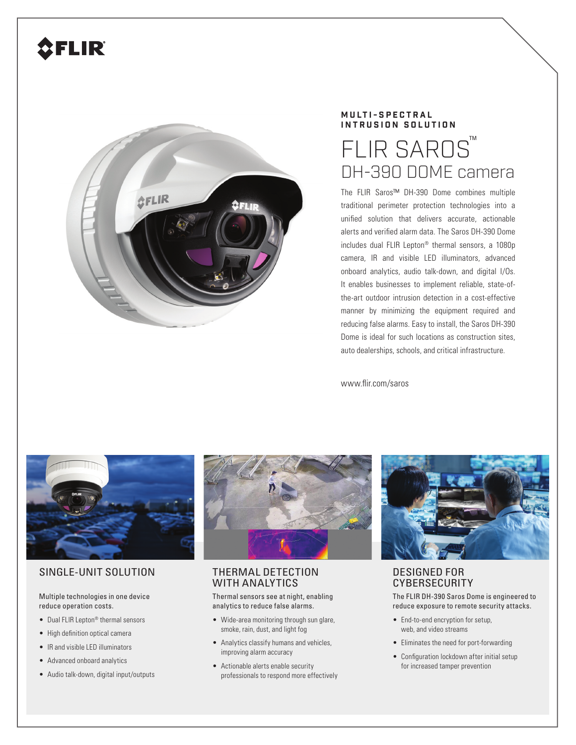**MULTI-SPECTRAL INTRUSION SOLUTION**

# FLIR SAROS™ DH-390 DOME camera

The FLIR Saros™ DH-390 Dome combines multiple traditional perimeter protection technologies into a unified solution that delivers accurate, actionable alerts and verified alarm data. The Saros DH-390 Dome includes dual FLIR Lepton® thermal sensors, a 1080p camera, IR and visible LED illuminators, advanced onboard analytics, audio talk-down, and digital I/Os. It enables businesses to implement reliable, state-of-the-art outdoor intrusion detection in a cost-effective manner by minimizing the equipment required and reducing false alarms. Easy to install, the Saros DH-390 Dome is ideal for such locations as construction sites, auto dealerships, schools, and critical infrastructure.

www.flir.com/saros

## SINGLE-UNIT SOLUTION

Multiple technologies in one device reduce operation costs.

- Dual FLIR Lepton® thermal sensors
- High definition optical camera
- IR and visible LED illuminators
- Advanced onboard analytics
- Audio talk-down, digital input/outputs

## THERMAL DETECTION WITH ANALYTICS

Thermal sensors see at night, enabling analytics to reduce false alarms.

- Wide-area monitoring through sun glare, smoke, rain, dust, and light fog
- Analytics classify humans and vehicles, improving alarm accuracy
- Actionable alerts enable security professionals to respond more effectively

## DESIGNED FOR CYBERSECURITY

The FLIR DH-390 Saros Dome is engineered to reduce exposure to remote security attacks.

- End-to-end encryption for setup, web, and video streams
- Eliminates the need for port-forwarding
- Configuration lockdown after initial setup for increased tamper prevention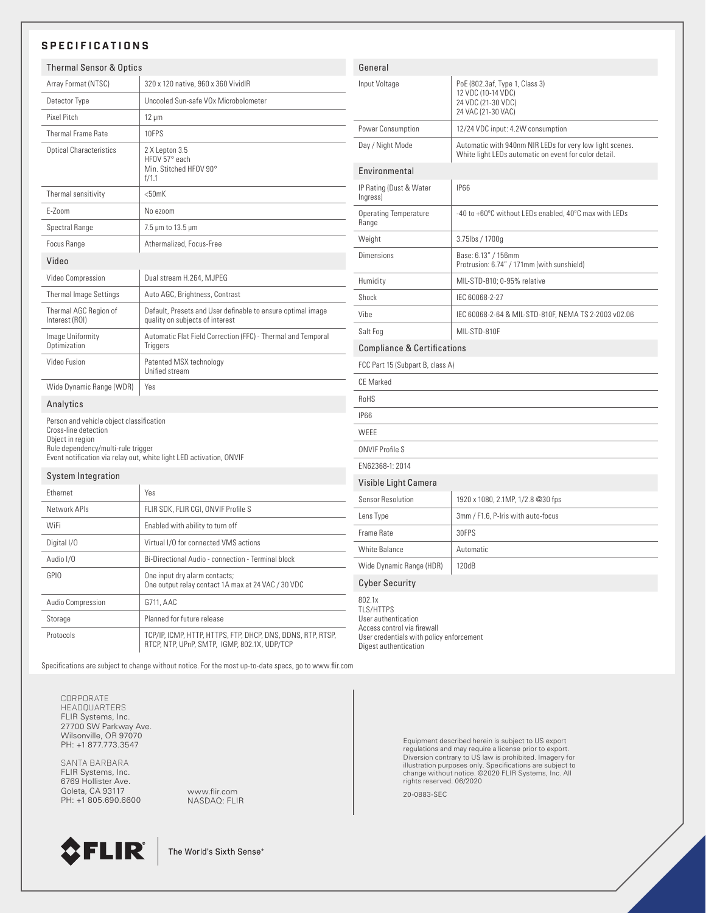## SPECIFICATIONS

### Thermal Sensor & Optics

| | |
|---|---|
| Array Format (NTSC) | 320 x 120 native, 960 x 360 VividIR |
| Detector Type | Uncooled Sun-safe VOx Microbolometer |
| Pixel Pitch | 12 µm |
| Thermal Frame Rate | 10FPS |
| Optical Characteristics | 2 X Lepton 3.5<br>HFOV 57° each<br>Min. Stitched HFOV 90°<br>f/1.1 |
| Thermal sensitivity | <50mK |
| E-Zoom | No ezoom |
| Spectral Range | 7.5 µm to 13.5 µm |
| Focus Range | Athermalized, Focus-Free |

### Video

| | |
|---|---|
| Video Compression | Dual stream H.264, MJPEG |
| Thermal Image Settings | Auto AGC, Brightness, Contrast |
| Thermal AGC Region of Interest (ROI) | Default, Presets and User definable to ensure optimal image quality on subjects of interest |
| Image Uniformity Optimization | Automatic Flat Field Correction (FFC) - Thermal and Temporal Triggers |
| Video Fusion | Patented MSX technology<br>Unified stream |
| Wide Dynamic Range (WDR) | Yes |

### Analytics

Person and vehicle object classification
Cross-line detection
Object in region
Rule dependency/multi-rule trigger
Event notification via relay out, white light LED activation, ONVIF

### System Integration

| | |
|---|---|
| Ethernet | Yes |
| Network APIs | FLIR SDK, FLIR CGI, ONVIF Profile S |
| WiFi | Enabled with ability to turn off |
| Digital I/O | Virtual I/O for connected VMS actions |
| Audio I/O | Bi-Directional Audio - connection - Terminal block |
| GPIO | One input dry alarm contacts;<br>One output relay contact 1A max at 24 VAC / 30 VDC |
| Audio Compression | G711, AAC |
| Storage | Planned for future release |
| Protocols | TCP/IP, ICMP, HTTP, HTTPS, FTP, DHCP, DNS, DDNS, RTP, RTSP, RTCP, NTP, UPnP, SMTP, IGMP, 802.1X, UDP/TCP |

### General

| | |
|---|---|
| Input Voltage | PoE (802.3af, Type 1, Class 3)<br>12 VDC (10-14 VDC)<br>24 VDC (21-30 VDC)<br>24 VAC (21-30 VAC) |
| Power Consumption | 12/24 VDC input: 4.2W consumption |
| Day / Night Mode | Automatic with 940nm NIR LEDs for very low light scenes. White light LEDs automatic on event for color detail. |

### Environmental

| | |
|---|---|
| IP Rating (Dust & Water Ingress) | IP66 |
| Operating Temperature Range | -40 to +60°C without LEDs enabled, 40°C max with LEDs |
| Weight | 3.75lbs / 1700g |
| Dimensions | Base: 6.13" / 156mm<br>Protrusion: 6.74" / 171mm (with sunshield) |
| Humidity | MIL-STD-810; 0-95% relative |
| Shock | IEC 60068-2-27 |
| Vibe | IEC 60068-2-64 & MIL-STD-810F, NEMA TS 2-2003 v02.06 |
| Salt Fog | MIL-STD-810F |

### Compliance & Certifications

- FCC Part 15 (Subpart B, class A)
- CE Marked
- RoHS
- IP66
- WEEE
- ONVIF Profile S
- EN62368-1: 2014

### Visible Light Camera

| | |
|---|---|
| Sensor Resolution | 1920 x 1080, 2.1MP, 1/2.8 @30 fps |
| Lens Type | 3mm / F1.6, P-Iris with auto-focus |
| Frame Rate | 30FPS |
| White Balance | Automatic |
| Wide Dynamic Range (HDR) | 120dB |

### Cyber Security

802.1x
TLS/HTTPS
User authentication
Access control via firewall
User credentials with policy enforcement
Digest authentication

Specifications are subject to change without notice. For the most up-to-date specs, go to www.flir.com

CORPORATE HEADQUARTERS
FLIR Systems, Inc.
27700 SW Parkway Ave.
Wilsonville, OR 97070
PH: +1 877.773.3547

SANTA BARBARA
FLIR Systems, Inc.
6769 Hollister Ave.
Goleta, CA 93117
PH: +1 805.690.6600

www.flir.com
NASDAQ: FLIR

Equipment described herein is subject to US export regulations and may require a license prior to export. Diversion contrary to US law is prohibited. Imagery for illustration purposes only. Specifications are subject to change without notice. ©2020 FLIR Systems, Inc. All rights reserved. 06/2020

20-0883-SEC

FLIR® The World's Sixth Sense®